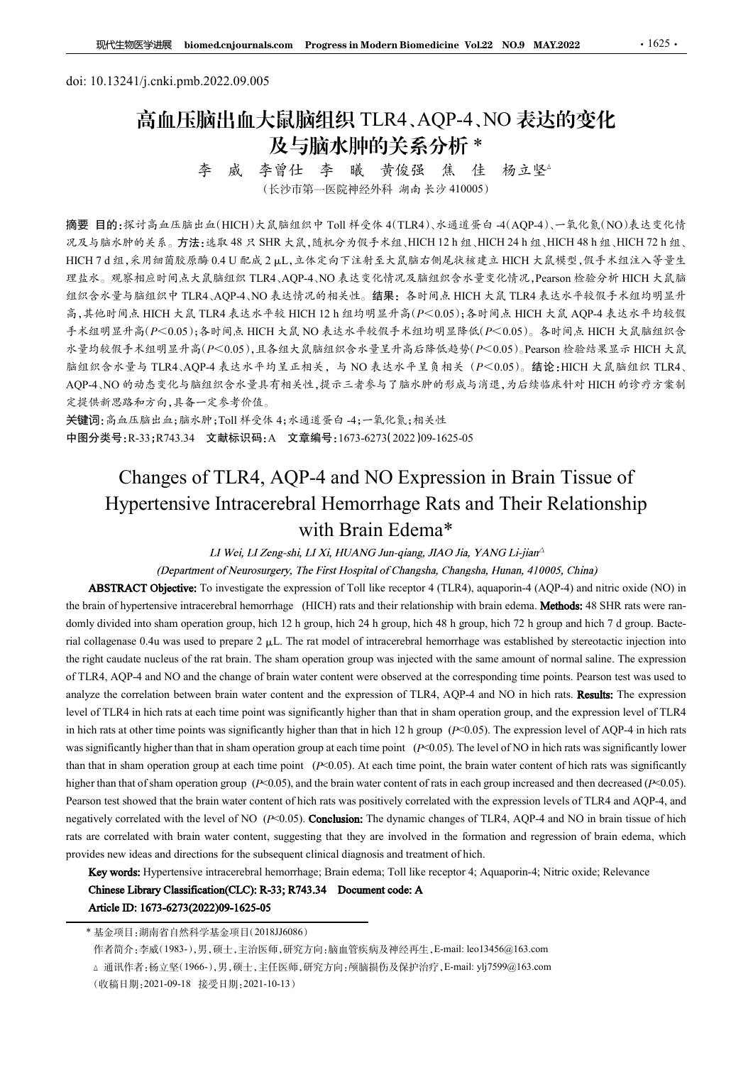doi: 10.13241/j.cnki.pmb.2022.09.005

# 高血压脑出血大鼠脑组织 TLR4、AQP-4、NO 表达的变化及与脑水肿的关系分析 *

李 威 李曾仕 李 曦 黄俊强 焦 佳 杨立坚△

（长沙市第一医院神经外科 湖南 长沙 410005）

**摘要 目的：**探讨高血压脑出血(HICH)大鼠脑组织中 Toll 样受体 4(TLR4)、水通道蛋白 -4(AQP-4)、一氧化氮(NO)表达变化情况及与脑水肿的关系。**方法：**选取 48 只 SHR 大鼠，随机分为假手术组、HICH 12 h 组、HICH 24 h 组、HICH 48 h 组、HICH 72 h 组、HICH 7 d 组，采用细菌胶原酶 0.4 U 配成 2 μL，立体定向下注射至大鼠脑右侧尾状核建立 HICH 大鼠模型，假手术组注入等量生理盐水。观察相应时间点大鼠脑组织 TLR4、AQP-4、NO 表达变化情况及脑组织含水量变化情况，Pearson 检验分析 HICH 大鼠脑组织含水量与脑组织中 TLR4、AQP-4、NO 表达情况的相关性。**结果：**各时间点 HICH 大鼠 TLR4 表达水平较假手术组均明显升高，其他时间点 HICH 大鼠 TLR4 表达水平较 HICH 12 h 组均明显升高($P$＜0.05)；各时间点 HICH 大鼠 AQP-4 表达水平均较假手术组明显升高($P$＜0.05)；各时间点 HICH 大鼠 NO 表达水平较假手术组均明显降低($P$＜0.05)。各时间点 HICH 大鼠脑组织含水量均较假手术组明显升高($P$＜0.05)，且各组大鼠脑组织含水量呈升高后降低趋势($P$＜0.05)。Pearson 检验结果显示 HICH 大鼠脑组织含水量与 TLR4、AQP-4 表达水平均呈正相关，与 NO 表达水平呈负相关（$P$＜0.05）。**结论：**HICH 大鼠脑组织 TLR4、AQP-4、NO 的动态变化与脑组织含水量具有相关性，提示三者参与了脑水肿的形成与消退，为后续临床针对 HICH 的诊疗方案制定提供新思路和方向，具备一定参考价值。

**关键词：**高血压脑出血；脑水肿；Toll 样受体 4；水通道蛋白 -4；一氧化氮；相关性

**中图分类号：**R-33；R743.34 **文献标识码：**A **文章编号：**1673-6273(2022)09-1625-05

# Changes of TLR4, AQP-4 and NO Expression in Brain Tissue of Hypertensive Intracerebral Hemorrhage Rats and Their Relationship with Brain Edema*

*LI Wei, LI Zeng-shi, LI Xi, HUANG Jun-qiang, JIAO Jia, YANG Li-jian*△

*(Department of Neurosurgery, The First Hospital of Changsha, Changsha, Hunan, 410005, China)*

**ABSTRACT Objective:** To investigate the expression of Toll like receptor 4 (TLR4), aquaporin-4 (AQP-4) and nitric oxide (NO) in the brain of hypertensive intracerebral hemorrhage (HICH) rats and their relationship with brain edema. **Methods:** 48 SHR rats were randomly divided into sham operation group, hich 12 h group, hich 24 h group, hich 48 h group, hich 72 h group and hich 7 d group. Bacterial collagenase 0.4u was used to prepare 2 μL. The rat model of intracerebral hemorrhage was established by stereotactic injection into the right caudate nucleus of the rat brain. The sham operation group was injected with the same amount of normal saline. The expression of TLR4, AQP-4 and NO and the change of brain water content were observed at the corresponding time points. Pearson test was used to analyze the correlation between brain water content and the expression of TLR4, AQP-4 and NO in hich rats. **Results:** The expression level of TLR4 in hich rats at each time point was significantly higher than that in sham operation group, and the expression level of TLR4 in hich rats at other time points was significantly higher than that in hich 12 h group ($P$<0.05). The expression level of AQP-4 in hich rats was significantly higher than that in sham operation group at each time point ($P$<0.05). The level of NO in hich rats was significantly lower than that in sham operation group at each time point ($P$<0.05). At each time point, the brain water content of hich rats was significantly higher than that of sham operation group ($P$<0.05), and the brain water content of rats in each group increased and then decreased ($P$<0.05). Pearson test showed that the brain water content of hich rats was positively correlated with the expression levels of TLR4 and AQP-4, and negatively correlated with the level of NO ($P$<0.05). **Conclusion:** The dynamic changes of TLR4, AQP-4 and NO in brain tissue of hich rats are correlated with brain water content, suggesting that they are involved in the formation and regression of brain edema, which provides new ideas and directions for the subsequent clinical diagnosis and treatment of hich.

**Key words:** Hypertensive intracerebral hemorrhage; Brain edema; Toll like receptor 4; Aquaporin-4; Nitric oxide; Relevance

**Chinese Library Classification(CLC): R-33; R743.34 Document code: A**

**Article ID: 1673-6273(2022)09-1625-05**

---

\* 基金项目：湖南省自然科学基金项目(2018JJ6086)

作者简介：李威(1983-)，男，硕士，主治医师，研究方向：脑血管疾病及神经再生，E-mail: leo13456@163.com

△ 通讯作者：杨立坚(1966-)，男，硕士，主任医师，研究方向：颅脑损伤及保护治疗，E-mail: ylj7599@163.com

（收稿日期：2021-09-18 接受日期：2021-10-13）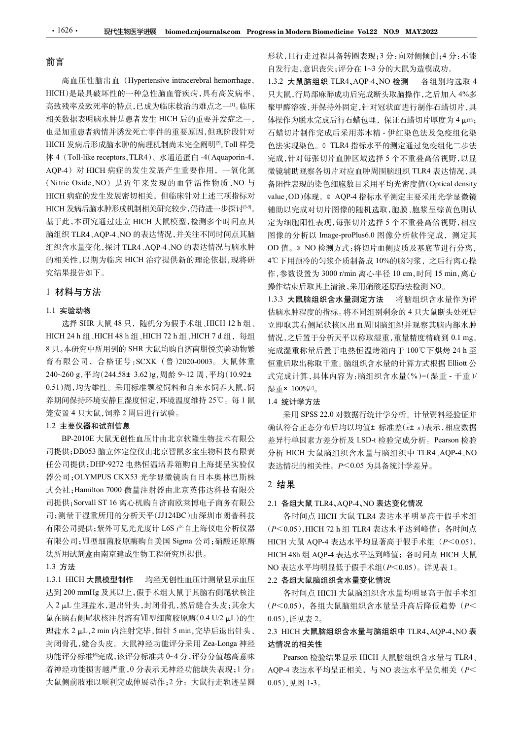## 前言

高血压性脑出血（Hypertensive intracerebral hemorrhage, HICH）是最具破坏性的一种急性脑血管疾病，具有高发病率、高致残率及致死率的特点，已成为临床救治的难点之一[1]。临床相关数据表明脑水肿是患者发生 HICH 后的重要并发症之一，也是加重患者病情并诱发死亡事件的重要原因，但现阶段针对 HICH 发病后形成脑水肿的病理机制尚未完全阐明[2]。Toll 样受体 4（Toll-like receptors, TLR4）、水通道蛋白 -4（Aquaporin-4, AQP-4）对 HICH 病症的发生发展产生重要作用，一氧化氮（Nitric Oxide, NO）是近年来发现的血管活性物质，NO 与 HICH 病症的发生发展密切相关，但临床针对上述三项指标对 HICH 发病后脑水肿形成机制相关研究较少，仍待进一步探讨[3-5]。基于此，本研究通过建立 HICH 大鼠模型，检测多个时间点其脑组织 TLR4、AQP-4、NO 的表达情况，并关注不同时间点其脑组织含水量变化，探讨 TLR4、AQP-4、NO 的表达情况与脑水肿的相关性，以期为临床 HICH 治疗提供新的理论依据，现将研究结果报告如下。

## 1 材料与方法

### 1.1 实验动物

选择 SHR 大鼠 48 只，随机分为假手术组、HICH 12 h 组、HICH 24 h 组、HICH 48 h 组、HICH 72 h 组、HICH 7 d 组，每组 8 只。本研究中所用到的 SHR 大鼠均购自济南朋悦实验动物繁育有限公司，合格证号：SCXK（鲁）2020-0003。大鼠体重 240~260 g，平均（244.58± 3.62）g，周龄 9~12 周，平均（10.92± 0.51）周，均为雄性。采用标准颗粒饲料和自来水饲养大鼠，饲养期间保持环境安静且湿度恒定，环境温度维持 25℃。每 1 鼠笼安置 4 只大鼠，饲养 2 周后进行试验。

### 1.2 主要仪器和试剂信息

BP-2010E 大鼠无创性血压计由北京软隆生物技术有限公司提供；DB053 脑立体定位仪由北京智鼠多宝生物科技有限责任公司提供；DHP-9272 电热恒温培养箱购自上海捷呈实验仪器公司；OLYMPUS CKX53 光学显微镜购自日本奥林巴斯株式会社；Hamilton 7000 微量注射器由北京英伟达科技有限公司提供；Sorvall ST 16 离心机购自济南欧莱博电子商务有限公司；测量干湿重所用的分析天平（JJ124BC）由深圳市朗普科技有限公司提供；紫外可见光光度计 L6S 产自上海仪电分析仪器有限公司；Ⅶ型细菌胶原酶购自美国 Sigma 公司；硝酸还原酶法所用试剂盒由南京建成生物工程研究所提供。

### 1.3 方法

**1.3.1 HICH 大鼠模型制作** 均经无创性血压计测量显示血压达到 200 mmHg 及其以上，假手术组大鼠于其脑右侧尾状核注入 2 μL 生理盐水，退出针头，封闭骨孔，然后缝合头皮；其余大鼠在脑右侧尾状核注射溶有Ⅶ型细菌胶原酶（0.4 U/2 μL）的生理盐水 2 μL，2 min 内注射完毕，留针 5 min，完毕后退出针头，封闭骨孔，缝合头皮。大鼠神经功能评分采用 Zea-Longa 神经功能评分标准[6]完成，该评分标准共 0~4 分，评分分值越高意味着神经功能损害越严重，0 分表示无神经功能缺失表现；1 分：大鼠侧前肢难以顺利完成伸展动作；2 分：大鼠行走轨迹呈圆形状，且行走过程具备转圈表现；3 分：向对侧倾倒；4 分：不能自发行走，意识丧失；评分在 1~3 分的大鼠为造模成功。

**1.3.2 大鼠脑组织 TLR4、AQP-4、NO 检测** 各组别均选取 4 只大鼠，行局部麻醉成功后完成断头取脑操作，之后加入 4% 多聚甲醛溶液，并保持外固定，针对冠状面进行制作石蜡切片，具体操作为脱水完成后行石蜡包埋，保证石蜡切片厚度为 4 μm；石蜡切片制作完成后采用苏木精 - 伊红染色法及免疫组化染色法实现染色。① TLR4 指标水平的测定通过免疫组化二步法完成，针对每张切片血肿区域选择 5 个不重叠高倍视野，以显微镜辅助观察各切片对应血肿周围脑组织 TLR4 表达情况，具备阳性表现的染色细胞数目采用平均光密度值（Optical density value, OD）体现。② AQP-4 指标水平测定主要采用光学显微镜辅助以完成对切片图像的随机选取，胞膜、胞浆呈棕黄色则认定为细胞阳性表现，每张切片选择 5 个不重叠高倍视野，相应图像的分析以 Image-proPlus6.0 图像分析软件完成，测定其 OD 值。③ NO 检测方式：将切片血肿侧皮质及基底节进行分离，4℃下用预冷的匀浆介质制备成 10% 的脑匀浆，之后行离心操作，参数设置为 3000 r/min 离心半径 10 cm，时间 15 min，离心操作结束后取其上清液，采用硝酸还原酶法检测 NO。

**1.3.3 大鼠脑组织含水量测定方法** 将脑组织含水量作为评估脑水肿程度的指标。将不同组别剩余的 4 只大鼠断头处死后立即取其右侧尾状核区出血周围脑组织并观察其脑内部水肿情况，之后置于分析天平以称取湿重，重量精度精确到 0.1 mg。完成湿重称量后置于电热恒温烘烤箱内于 100℃下烘烤 24 h 至恒重后取出称取干重。脑组织含水量的计算方式根据 Elliott 公式完成计算，具体内容为：脑组织含水量（%）=（湿重 - 干重）/湿重× 100%[7]。

### 1.4 统计学方法

采用 SPSS 22.0 对数据行统计学分析。计量资料经验证并确认符合正态分布后均以均值± 标准差（$\bar{x}\pm s$）表示，相应数据差异行单因素方差分析及 LSD-t 检验完成分析。Pearson 检验分析 HICH 大鼠脑组织含水量与脑组织中 TLR4、AQP-4、NO 表达情况的相关性。$P<0.05$ 为具备统计学差异。

## 2 结果

### 2.1 各组大鼠 TLR4、AQP-4、NO 表达变化情况

各时间点 HICH 大鼠 TLR4 表达水平明显高于假手术组（$P<0.05$），HICH 72 h 组 TLR4 表达水平达到峰值；各时间点 HICH 大鼠 AQP-4 表达水平均显著高于假手术组（$P<0.05$），HICH 48h 组 AQP-4 表达水平达到峰值；各时间点 HICH 大鼠 NO 表达水平均明显低于假手术组（$P<0.05$）。详见表 1。

### 2.2 各组大鼠脑组织含水量变化情况

各时间点 HICH 大鼠脑组织含水量均明显高于假手术组（$P<0.05$），各组大鼠脑组织含水量呈升高后降低趋势（$P<0.05$），详见表 2。

### 2.3 HICH 大鼠脑组织含水量与脑组织中 TLR4、AQP-4、NO 表达情况的相关性

Pearson 检验结果显示 HICH 大鼠脑组织含水量与 TLR4、AQP-4 表达水平均呈正相关，与 NO 表达水平呈负相关（$P<0.05$），见图 1-3。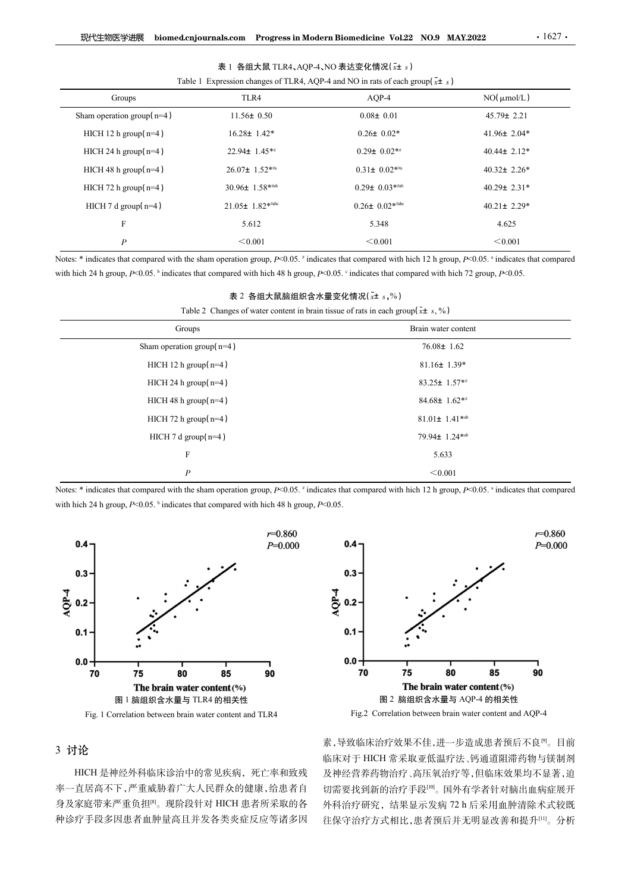表 1 各组大鼠 TLR4、AQP-4、NO 表达变化情况($\bar{x}\pm s$)

Table 1 Expression changes of TLR4, AQP-4 and NO in rats of each group($\bar{x}\pm s$)

| Groups | TLR4 | AQP-4 | NO(μmol/L) |
|---|---|---|---|
| Sham operation group(n=4) | 11.56± 0.50 | 0.08± 0.01 | 45.79± 2.21 |
| HICH 12 h group(n=4) | 16.28± 1.42* | 0.26± 0.02* | 41.96± 2.04* |
| HICH 24 h group(n=4) | 22.94± 1.45*# | 0.29± 0.02*# | 40.44± 2.12* |
| HICH 48 h group(n=4) | 26.07± 1.52*#a | 0.31± 0.02*#a | 40.32± 2.26* |
| HICH 72 h group(n=4) | 30.96± 1.58*#ab | 0.29± 0.03*#ab | 40.29± 2.31* |
| HICH 7 d group(n=4) | 21.05± 1.82*#abc | 0.26± 0.02*#abc | 40.21± 2.29* |
| F | 5.612 | 5.348 | 4.625 |
| *P* | <0.001 | <0.001 | <0.001 |

Notes: * indicates that compared with the sham operation group, $P<0.05$. # indicates that compared with hich 12 h group, $P<0.05$. a indicates that compared with hich 24 h group, $P<0.05$. b indicates that compared with hich 48 h group, $P<0.05$. c indicates that compared with hich 72 group, $P<0.05$.

表 2 各组大鼠脑组织含水量变化情况($\bar{x}\pm s$, %)

Table 2 Changes of water content in brain tissue of rats in each group($\bar{x}\pm s$, %)

| Groups | Brain water content |
|---|---|
| Sham operation group(n=4) | 76.08± 1.62 |
| HICH 12 h group(n=4) | 81.16± 1.39* |
| HICH 24 h group(n=4) | 83.25± 1.57*# |
| HICH 48 h group(n=4) | 84.68± 1.62*# |
| HICH 72 h group(n=4) | 81.01± 1.41*ab |
| HICH 7 d group(n=4) | 79.94± 1.24*ab |
| F | 5.633 |
| *P* | <0.001 |

Notes: * indicates that compared with the sham operation group, $P<0.05$. # indicates that compared with hich 12 h group, $P<0.05$. a indicates that compared with hich 24 h group, $P<0.05$. b indicates that compared with hich 48 h group, $P<0.05$.

图 1 脑组织含水量与 TLR4 的相关性

Fig. 1 Correlation between brain water content and TLR4

图 2 脑组织含水量与 AQP-4 的相关性

Fig.2 Correlation between brain water content and AQP-4

## 3 讨论

HICH 是神经外科临床诊治中的常见疾病，死亡率和致残率一直居高不下，严重威胁着广大人民群众的健康，给患者自身及家庭带来严重负担[8]。现阶段针对 HICH 患者所采取的各种诊疗手段多因患者血肿量高且并发各类炎症反应等诸多因素，导致临床治疗效果不佳，进一步造成患者预后不良[9]。目前临床对于 HICH 常采取亚低温疗法、钙通道阻滞药物与镁制剂及神经营养药物治疗、高压氧治疗等，但临床效果均不显著，迫切需要找到新的治疗手段[10]。国外有学者针对脑出血病症展开外科治疗研究，结果显示发病 72 h 后采用血肿清除术式较既往保守治疗方式相比，患者预后并无明显改善和提升[11]。分析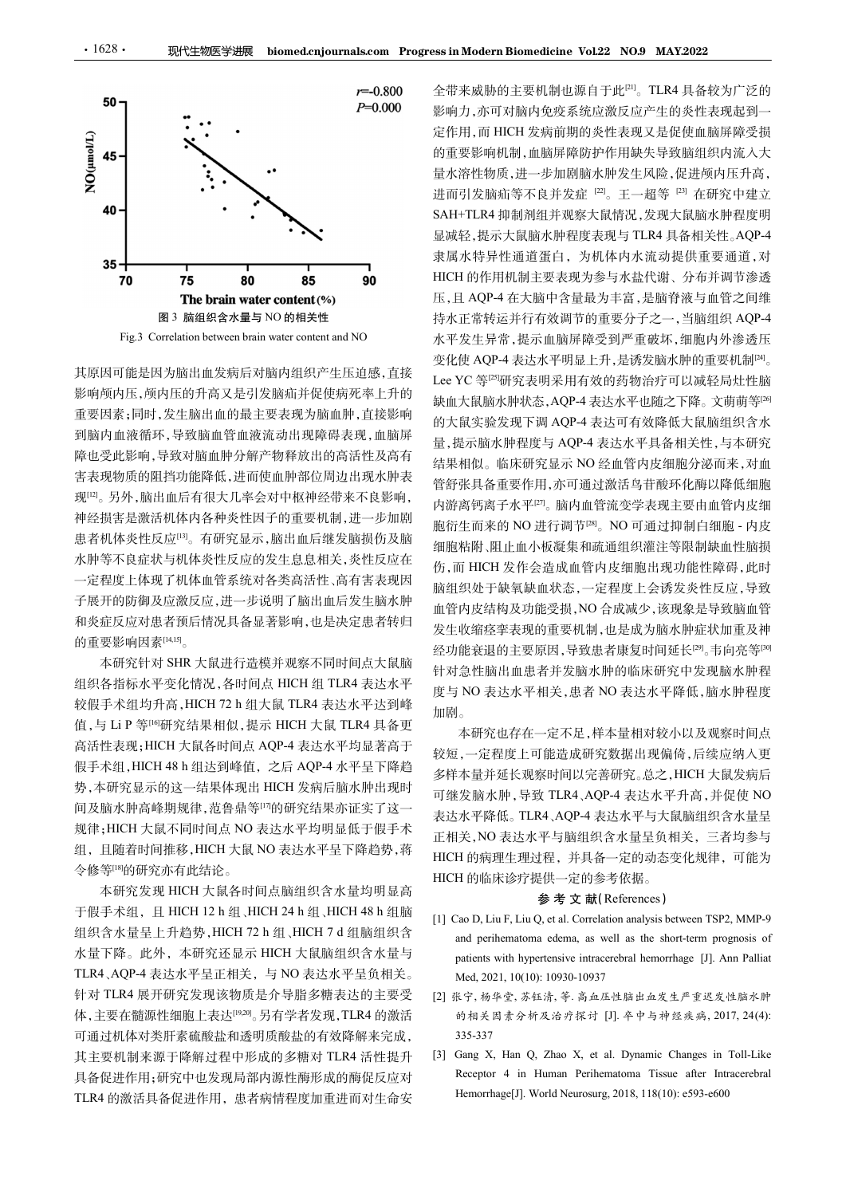图 3 脑组织含水量与 NO 的相关性

Fig.3 Correlation between brain water content and NO

其原因可能是因为脑出血发病后对脑内组织产生压迫感，直接影响颅内压，颅内压的升高又是引发脑疝并促使病死率上升的重要因素；同时，发生脑出血的最主要表现为脑血肿，直接影响到脑内血液循环，导致脑血管血液流动出现障碍表现，血脑屏障也受此影响，导致对脑血肿分解产物释放出的高活性及高有害表现物质的阻挡功能降低，进而使血肿部位周边出现水肿表现[12]。另外，脑出血后有很大几率会对中枢神经带来不良影响，神经损害是激活机体内各种炎性因子的重要机制，进一步加剧患者机体炎性反应[13]。有研究显示，脑出血后继发脑损伤及脑水肿等不良症状与机体炎性反应的发生息息相关，炎性反应在一定程度上体现了机体血管系统对各类高活性、高有害表现因子展开的防御及应激反应，进一步说明了脑出血后发生脑水肿和炎症反应对患者预后情况具备显著影响，也是决定患者转归的重要影响因素[14,15]。

本研究针对 SHR 大鼠进行造模并观察不同时间点大鼠脑组织各指标水平变化情况，各时间点 HICH 组 TLR4 表达水平较假手术组均升高，HICH 72 h 组大鼠 TLR4 表达水平达到峰值，与 Li P 等[16]研究结果相似，提示 HICH 大鼠 TLR4 具备更高活性表现；HICH 大鼠各时间点 AQP-4 表达水平均显著高于假手术组，HICH 48 h 组达到峰值，之后 AQP-4 水平呈下降趋势，本研究显示的这一结果体现出 HICH 发病后脑水肿出现时间及脑水肿高峰期规律，范鲁鼎等[17]的研究结果亦证实了这一规律；HICH 大鼠不同时间点 NO 表达水平均明显低于假手术组，且随着时间推移，HICH 大鼠 NO 表达水平呈下降趋势，蒋令修等[18]的研究亦有此结论。

本研究发现 HICH 大鼠各时间点脑组织含水量均明显高于假手术组，且 HICH 12 h 组、HICH 24 h 组、HICH 48 h 组脑组织含水量呈上升趋势，HICH 72 h 组、HICH 7 d 组脑组织含水量下降。此外，本研究还显示 HICH 大鼠脑组织含水量与 TLR4、AQP-4 表达水平呈正相关，与 NO 表达水平呈负相关。针对 TLR4 展开研究发现该物质是介导脂多糖表达的主要受体，主要在髓源性细胞上表达[19,20]。另有学者发现，TLR4 的激活可通过机体对类肝素硫酸盐和透明质酸盐的有效降解来完成，其主要机制来源于降解过程中形成的多糖对 TLR4 活性提升具备促进作用；研究中也发现局部内源性酶形成的酶促反应对 TLR4 的激活具备促进作用，患者病情程度加重进而对生命安全带来威胁的主要机制也源自于此[21]。TLR4 具备较为广泛的影响力，亦可对脑内免疫系统应激反应产生的炎性表现起到一定作用，而 HICH 发病前期的炎性表现又是促使血脑屏障受损的重要影响机制，血脑屏障防护作用缺失导致脑组织内流入大量水溶性物质，进一步加剧脑水肿发生风险，促进颅内压升高，进而引发脑疝等不良并发症[22]。王一超等[23]在研究中建立 SAH+TLR4 抑制剂组并观察大鼠情况，发现大鼠脑水肿程度明显减轻，提示大鼠脑水肿程度表现与 TLR4 具备相关性。AQP-4 隶属水特异性通道蛋白，为机体内水流动提供重要通道，对 HICH 的作用机制主要表现为参与水盐代谢、分布并调节渗透压，且 AQP-4 在大脑中含量最为丰富，是脑脊液与血管之间维持水正常转运并行有效调节的重要分子之一，当脑组织 AQP-4 水平发生异常，提示血脑屏障受到严重破坏，细胞内外渗透压变化使 AQP-4 表达水平明显上升，是诱发脑水肿的重要机制[24]。Lee YC 等[25]研究表明采用有效的药物治疗可以减轻局灶性脑缺血大鼠脑水肿状态，AQP-4 表达水平也随之下降。文前萌等[26]的大鼠实验发现下调 AQP-4 表达可有效降低大鼠脑组织含水量，提示脑水肿程度与 AQP-4 表达水平具备相关性，与本研究结果相似。临床研究显示 NO 经血管内皮细胞分泌而来，对血管舒张具备重要作用，亦可通过激活鸟苷酸环化酶以降低细胞内游离钙离子水平[27]。脑内血管流变学表现主要由血管内皮细胞衍生而来的 NO 进行调节[28]。NO 可通过抑制白细胞 - 内皮细胞粘附、阻止血小板凝集和疏通组织灌注等限制缺血性脑损伤，而 HICH 发作会造成血管内皮细胞出现功能性障碍，此时脑组织处于缺氧缺血状态，一定程度上会诱发炎性反应，导致血管内皮结构及功能受损，NO 合成减少，该现象是导致脑血管发生收缩痉挛表现的重要机制，也是成为脑水肿症状加重及神经功能衰退的主要原因，导致患者康复时间延长[29]。韦向亮等[30]针对急性脑出血患者并发脑水肿的临床研究中发现脑水肿程度与 NO 表达水平相关，患者 NO 表达水平降低，脑水肿程度加剧。

本研究也存在一定不足，样本量相对较小以及观察时间点较短，一定程度上可能造成研究数据出现偏倚，后续应纳入更多样本量并延长观察时间以完善研究。总之，HICH 大鼠发病后可继发脑水肿，导致 TLR4、AQP-4 表达水平升高，并促使 NO 表达水平降低。TLR4、AQP-4 表达水平与大鼠脑组织含水量呈正相关，NO 表达水平与脑组织含水量呈负相关，三者均参与 HICH 的病理生理过程，并具备一定的动态变化规律，可能为 HICH 的临床诊疗提供一定的参考依据。

## 参 考 文 献(References)

[1] Cao D, Liu F, Liu Q, et al. Correlation analysis between TSP2, MMP-9 and perihematoma edema, as well as the short-term prognosis of patients with hypertensive intracerebral hemorrhage [J]. Ann Palliat Med, 2021, 10(10): 10930-10937

[2] 张宁, 杨华堂, 苏钰清, 等. 高血压性脑出血发生严重迟发性脑水肿的相关因素分析及治疗探讨 [J]. 卒中与神经疾病, 2017, 24(4): 335-337

[3] Gang X, Han Q, Zhao X, et al. Dynamic Changes in Toll-Like Receptor 4 in Human Perihematoma Tissue after Intracerebral Hemorrhage[J]. World Neurosurg, 2018, 118(10): e593-e600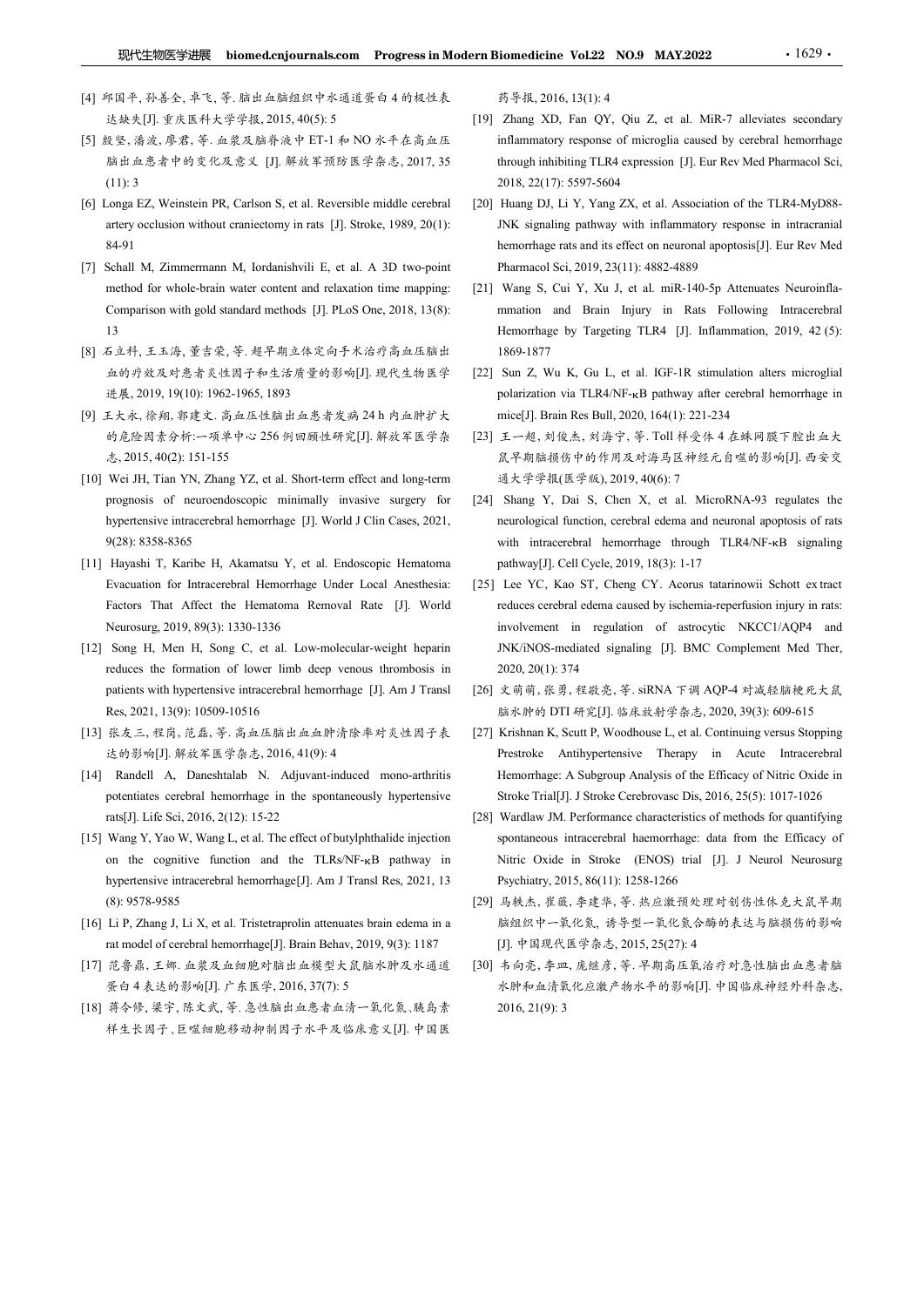[4] 邱国平, 孙善全, 卓飞, 等. 脑出血脑组织中水通道蛋白 4 的极性表达缺失[J]. 重庆医科大学学报, 2015, 40(5): 5

[5] 殷坚, 潘波, 廖君, 等. 血浆及脑脊液中 ET-1 和 NO 水平在高血压脑出血患者中的变化及意义 [J]. 解放军预防医学杂志, 2017, 35 (11): 3

[6] Longa EZ, Weinstein PR, Carlson S, et al. Reversible middle cerebral artery occlusion without craniectomy in rats [J]. Stroke, 1989, 20(1): 84-91

[7] Schall M, Zimmermann M, Iordanishvili E, et al. A 3D two-point method for whole-brain water content and relaxation time mapping: Comparison with gold standard methods [J]. PLoS One, 2018, 13(8): 13

[8] 石立科, 王玉海, 董吉荣, 等. 超早期立体定向手术治疗高血压脑出血的疗效及对患者炎性因子和生活质量的影响[J]. 现代生物医学进展, 2019, 19(10): 1962-1965, 1893

[9] 王大永, 徐翔, 郭建文. 高血压性脑出血患者发病 24 h 内血肿扩大的危险因素分析:一项单中心 256 例回顾性研究[J]. 解放军医学杂志, 2015, 40(2): 151-155

[10] Wei JH, Tian YN, Zhang YZ, et al. Short-term effect and long-term prognosis of neuroendoscopic minimally invasive surgery for hypertensive intracerebral hemorrhage [J]. World J Clin Cases, 2021, 9(28): 8358-8365

[11] Hayashi T, Karibe H, Akamatsu Y, et al. Endoscopic Hematoma Evacuation for Intracerebral Hemorrhage Under Local Anesthesia: Factors That Affect the Hematoma Removal Rate [J]. World Neurosurg, 2019, 89(3): 1330-1336

[12] Song H, Men H, Song C, et al. Low-molecular-weight heparin reduces the formation of lower limb deep venous thrombosis in patients with hypertensive intracerebral hemorrhage [J]. Am J Transl Res, 2021, 13(9): 10509-10516

[13] 张友三, 程岗, 范磊, 等. 高血压脑出血血肿清除率对炎性因子表达的影响[J]. 解放军医学杂志, 2016, 41(9): 4

[14] Randell A, Daneshtalab N. Adjuvant-induced mono-arthritis potentiates cerebral hemorrhage in the spontaneously hypertensive rats[J]. Life Sci, 2016, 2(12): 15-22

[15] Wang Y, Yao W, Wang L, et al. The effect of butylphthalide injection on the cognitive function and the TLRs/NF-κB pathway in hypertensive intracerebral hemorrhage[J]. Am J Transl Res, 2021, 13 (8): 9578-9585

[16] Li P, Zhang J, Li X, et al. Tristetraprolin attenuates brain edema in a rat model of cerebral hemorrhage[J]. Brain Behav, 2019, 9(3): 1187

[17] 范鲁鼎, 王娜. 血浆及血细胞对脑出血模型大鼠脑水肿及水通道蛋白 4 表达的影响[J]. 广东医学, 2016, 37(7): 5

[18] 蒋令修, 梁宇, 陈文武, 等. 急性脑出血患者血清一氧化氮、胰岛素样生长因子、巨噬细胞移动抑制因子水平及临床意义[J]. 中国医药导报, 2016, 13(1): 4

[19] Zhang XD, Fan QY, Qiu Z, et al. MiR-7 alleviates secondary inflammatory response of microglia caused by cerebral hemorrhage through inhibiting TLR4 expression [J]. Eur Rev Med Pharmacol Sci, 2018, 22(17): 5597-5604

[20] Huang DJ, Li Y, Yang ZX, et al. Association of the TLR4-MyD88-JNK signaling pathway with inflammatory response in intracranial hemorrhage rats and its effect on neuronal apoptosis[J]. Eur Rev Med Pharmacol Sci, 2019, 23(11): 4882-4889

[21] Wang S, Cui Y, Xu J, et al. miR-140-5p Attenuates Neuroinflammation and Brain Injury in Rats Following Intracerebral Hemorrhage by Targeting TLR4 [J]. Inflammation, 2019, 42 (5): 1869-1877

[22] Sun Z, Wu K, Gu L, et al. IGF-1R stimulation alters microglial polarization via TLR4/NF-κB pathway after cerebral hemorrhage in mice[J]. Brain Res Bull, 2020, 164(1): 221-234

[23] 王一超, 刘俊杰, 刘海宁, 等. Toll 样受体 4 在蛛网膜下腔出血大鼠早期脑损伤中的作用及对海马区神经元自噬的影响[J]. 西安交通大学学报(医学版), 2019, 40(6): 7

[24] Shang Y, Dai S, Chen X, et al. MicroRNA-93 regulates the neurological function, cerebral edema and neuronal apoptosis of rats with intracerebral hemorrhage through TLR4/NF-κB signaling pathway[J]. Cell Cycle, 2019, 18(3): 1-17

[25] Lee YC, Kao ST, Cheng CY. Acorus tatarinowii Schott extract reduces cerebral edema caused by ischemia-reperfusion injury in rats: involvement in regulation of astrocytic NKCC1/AQP4 and JNK/iNOS-mediated signaling [J]. BMC Complement Med Ther, 2020, 20(1): 374

[26] 文萌萌, 张勇, 程敬亮, 等. siRNA 下调 AQP-4 对减轻脑梗死大鼠脑水肿的 DTI 研究[J]. 临床放射学杂志, 2020, 39(3): 609-615

[27] Krishnan K, Scutt P, Woodhouse L, et al. Continuing versus Stopping Prestroke Antihypertensive Therapy in Acute Intracerebral Hemorrhage: A Subgroup Analysis of the Efficacy of Nitric Oxide in Stroke Trial[J]. J Stroke Cerebrovasc Dis, 2016, 25(5): 1017-1026

[28] Wardlaw JM. Performance characteristics of methods for quantifying spontaneous intracerebral haemorrhage: data from the Efficacy of Nitric Oxide in Stroke (ENOS) trial [J]. J Neurol Neurosurg Psychiatry, 2015, 86(11): 1258-1266

[29] 马轶杰, 崔薇, 李建华, 等. 热应激预处理对创伤性休克大鼠早期脑组织中一氧化氮, 诱导型一氧化氮合酶的表达与脑损伤的影响[J]. 中国现代医学杂志, 2015, 25(27): 4

[30] 韦向亮, 李皿, 庞继彦, 等. 早期高压氧治疗对急性脑出血患者脑水肿和血清氧化应激产物水平的影响[J]. 中国临床神经外科杂志, 2016, 21(9): 3